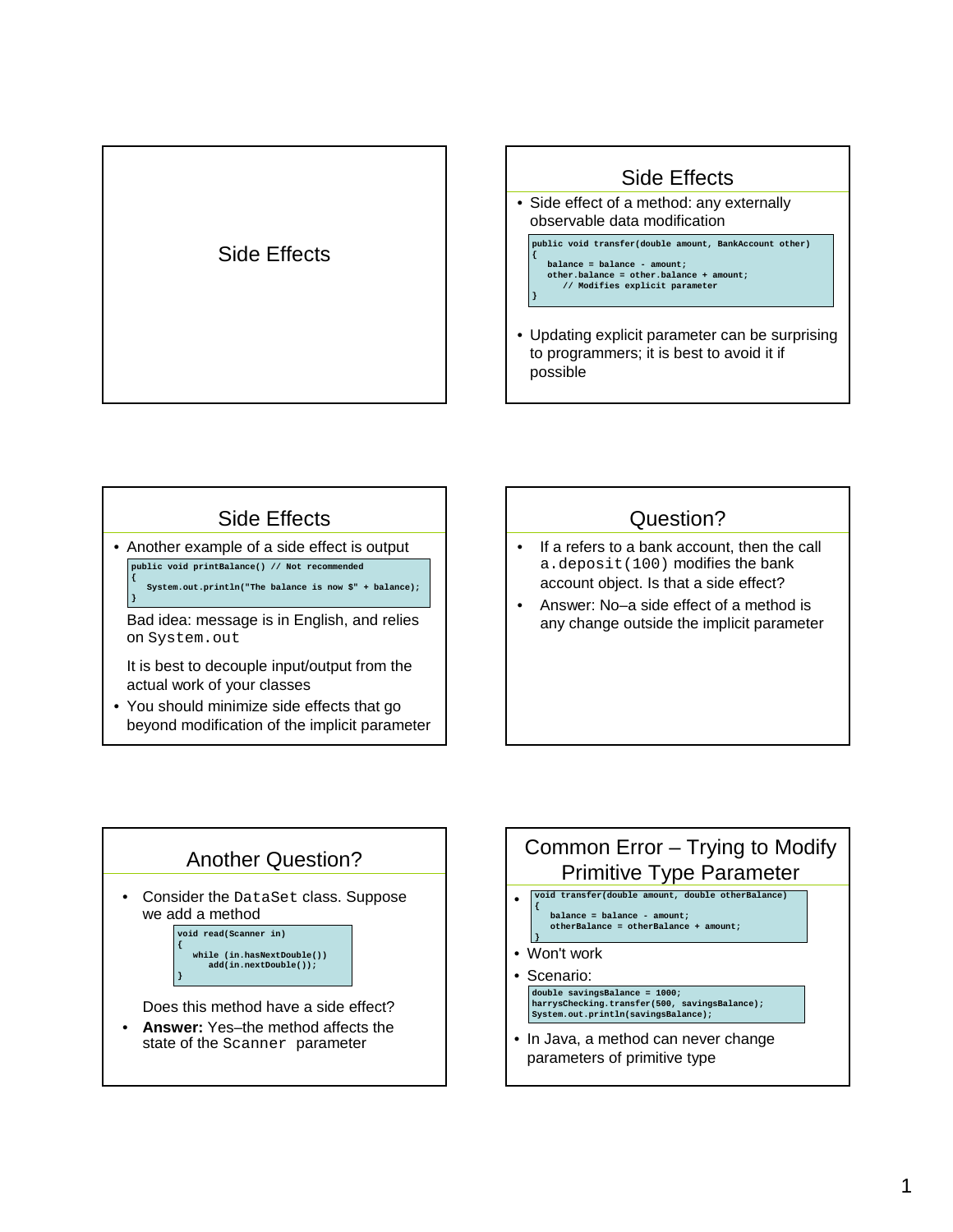# Side Effects

## Side Effects

- Side effect of a method: any externally observable data modification

```
public void transfer(double amount, BankAccount other)
{
   balance = balance - amount;
   other.balance = other.balance + amount;
      // Modifies explicit parameter
}
```

- Updating explicit parameter can be surprising to programmers; it is best to avoid it if possible

## Side Effects

- Another example of a side effect is output

```
public void printBalance() // Not recommended
{
   System.out.println("The balance is now $" + balance);
}
```

Bad idea: message is in English, and relies on `System.out`

It is best to decouple input/output from the actual work of your classes

- You should minimize side effects that go beyond modification of the implicit parameter

## Question?

- If a refers to a bank account, then the call `a.deposit(100)` modifies the bank account object. Is that a side effect?
- Answer: No–a side effect of a method is any change outside the implicit parameter

## Another Question?

- Consider the `DataSet` class. Suppose we add a method

```
void read(Scanner in)
{
   while (in.hasNextDouble())
      add(in.nextDouble());
}
```

Does this method have a side effect?

- **Answer:** Yes–the method affects the state of the `Scanner` parameter

## Common Error – Trying to Modify Primitive Type Parameter

- 
```
void transfer(double amount, double otherBalance)
{
   balance = balance - amount;
   otherBalance = otherBalance + amount;
}
```
- Won't work
- Scenario:

```
double savingsBalance = 1000;
harrysChecking.transfer(500, savingsBalance);
System.out.println(savingsBalance);
```

- In Java, a method can never change parameters of primitive type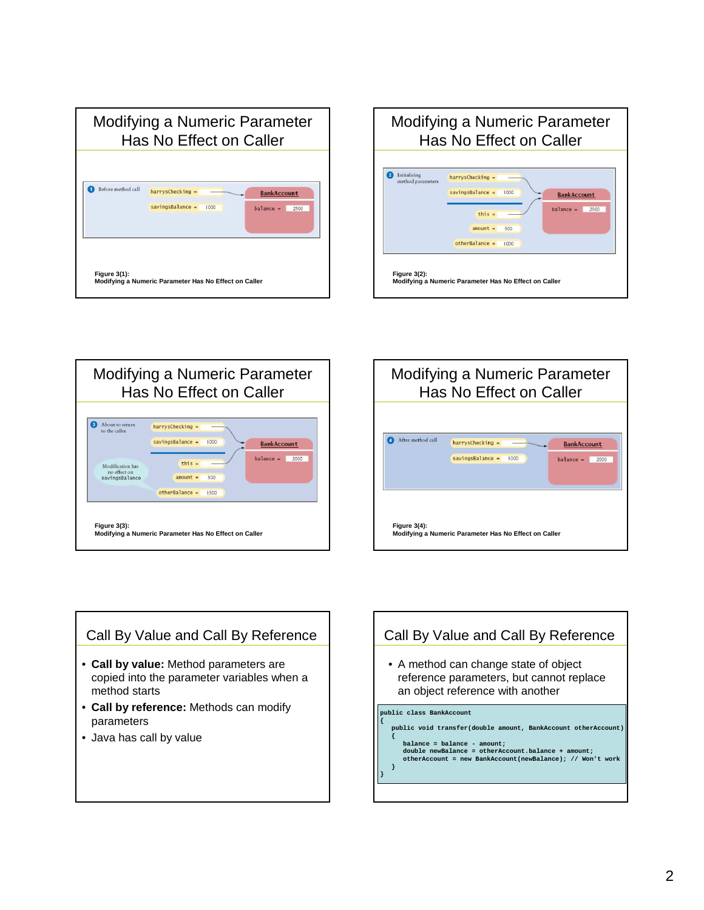## Modifying a Numeric Parameter Has No Effect on Caller

Figure 3(1):
Modifying a Numeric Parameter Has No Effect on Caller

## Modifying a Numeric Parameter Has No Effect on Caller

Figure 3(2):
Modifying a Numeric Parameter Has No Effect on Caller

## Modifying a Numeric Parameter Has No Effect on Caller

Figure 3(3):
Modifying a Numeric Parameter Has No Effect on Caller

## Modifying a Numeric Parameter Has No Effect on Caller

Figure 3(4):
Modifying a Numeric Parameter Has No Effect on Caller

## Call By Value and Call By Reference

- **Call by value:** Method parameters are copied into the parameter variables when a method starts
- **Call by reference:** Methods can modify parameters
- Java has call by value

## Call By Value and Call By Reference

- A method can change state of object reference parameters, but cannot replace an object reference with another

```
public class BankAccount
{
   public void transfer(double amount, BankAccount otherAccount)
   {
      balance = balance - amount;
      double newBalance = otherAccount.balance + amount;
      otherAccount = new BankAccount(newBalance); // Won't work
   }
}
```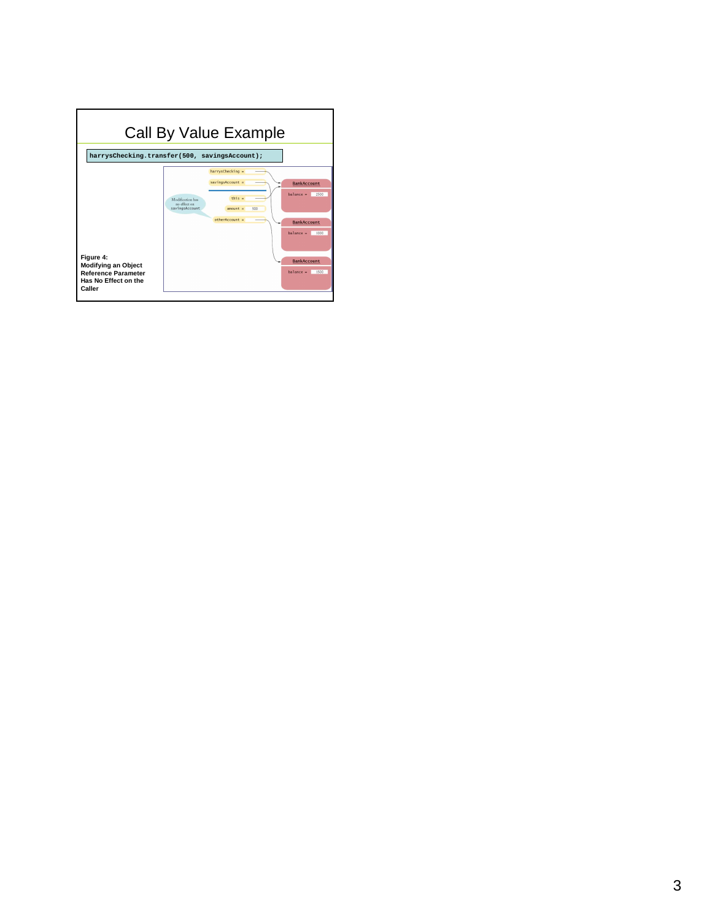# Call By Value Example

```
harrysChecking.transfer(500, savingsAccount);
```

harrysChecking =

savingsAccount =

this =

amount = 500

otherAccount =

Modification has no effect on savingsAccount

BankAccount

balance = 2500

BankAccount

balance = 1000

BankAccount

balance = 1500

**Figure 4: Modifying an Object Reference Parameter Has No Effect on the Caller**